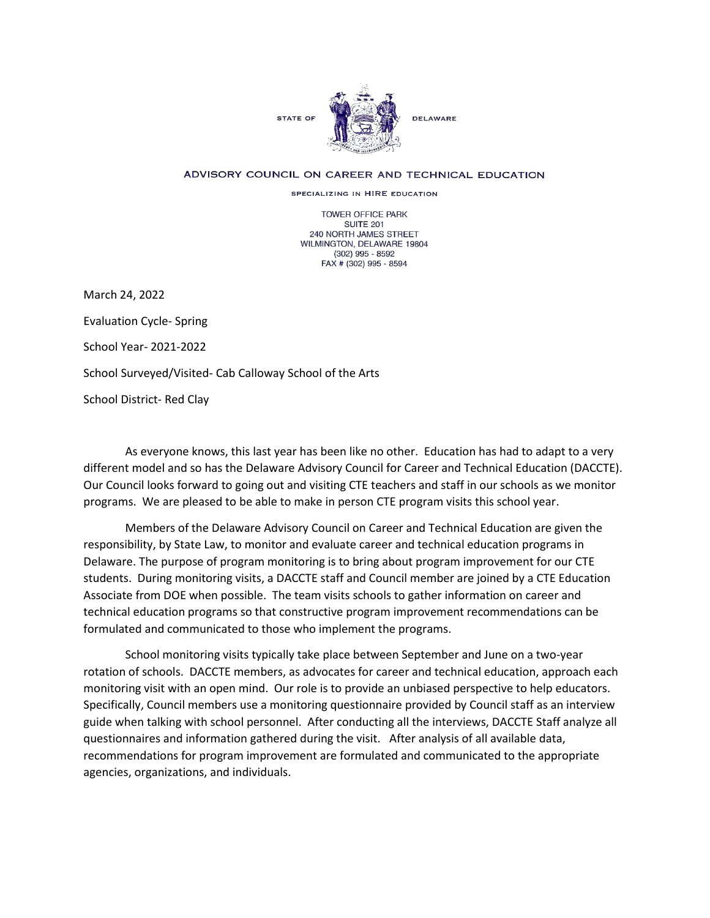STATE OF DELAWARE

ADVISORY COUNCIL ON CAREER AND TECHNICAL EDUCATION

SPECIALIZING IN HIRE EDUCATION

TOWER OFFICE PARK
SUITE 201
240 NORTH JAMES STREET
WILMINGTON, DELAWARE 19804
(302) 995 - 8592
FAX # (302) 995 - 8594

March 24, 2022

Evaluation Cycle- Spring

School Year- 2021-2022

School Surveyed/Visited- Cab Calloway School of the Arts

School District- Red Clay

As everyone knows, this last year has been like no other. Education has had to adapt to a very different model and so has the Delaware Advisory Council for Career and Technical Education (DACCTE). Our Council looks forward to going out and visiting CTE teachers and staff in our schools as we monitor programs. We are pleased to be able to make in person CTE program visits this school year.

Members of the Delaware Advisory Council on Career and Technical Education are given the responsibility, by State Law, to monitor and evaluate career and technical education programs in Delaware. The purpose of program monitoring is to bring about program improvement for our CTE students. During monitoring visits, a DACCTE staff and Council member are joined by a CTE Education Associate from DOE when possible. The team visits schools to gather information on career and technical education programs so that constructive program improvement recommendations can be formulated and communicated to those who implement the programs.

School monitoring visits typically take place between September and June on a two-year rotation of schools. DACCTE members, as advocates for career and technical education, approach each monitoring visit with an open mind. Our role is to provide an unbiased perspective to help educators. Specifically, Council members use a monitoring questionnaire provided by Council staff as an interview guide when talking with school personnel. After conducting all the interviews, DACCTE Staff analyze all questionnaires and information gathered during the visit. After analysis of all available data, recommendations for program improvement are formulated and communicated to the appropriate agencies, organizations, and individuals.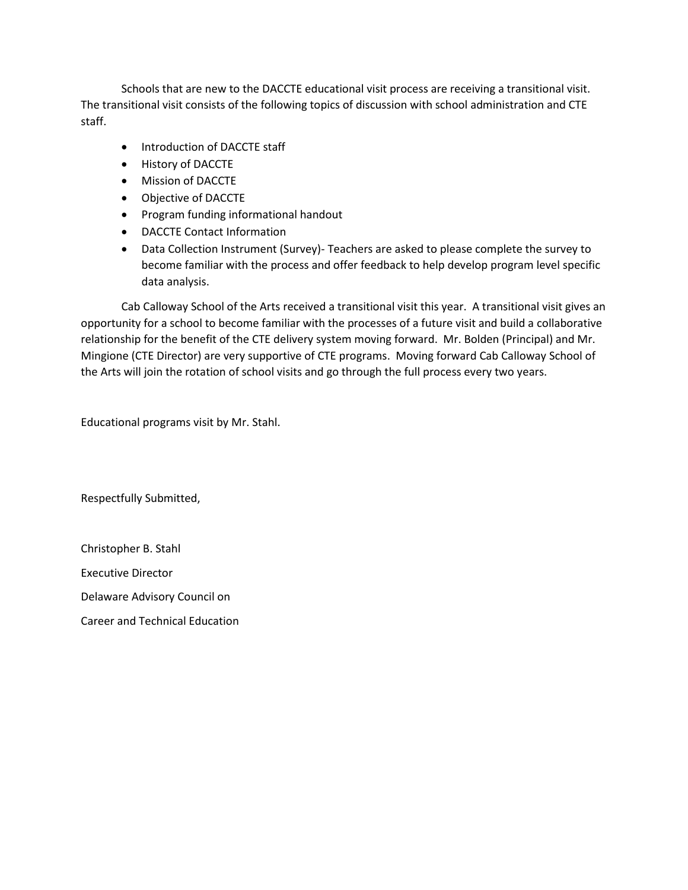Schools that are new to the DACCTE educational visit process are receiving a transitional visit. The transitional visit consists of the following topics of discussion with school administration and CTE staff.

- Introduction of DACCTE staff
- History of DACCTE
- Mission of DACCTE
- Objective of DACCTE
- Program funding informational handout
- DACCTE Contact Information
- Data Collection Instrument (Survey)- Teachers are asked to please complete the survey to become familiar with the process and offer feedback to help develop program level specific data analysis.

Cab Calloway School of the Arts received a transitional visit this year. A transitional visit gives an opportunity for a school to become familiar with the processes of a future visit and build a collaborative relationship for the benefit of the CTE delivery system moving forward. Mr. Bolden (Principal) and Mr. Mingione (CTE Director) are very supportive of CTE programs. Moving forward Cab Calloway School of the Arts will join the rotation of school visits and go through the full process every two years.

Educational programs visit by Mr. Stahl.

Respectfully Submitted,

Christopher B. Stahl

Executive Director

Delaware Advisory Council on

Career and Technical Education